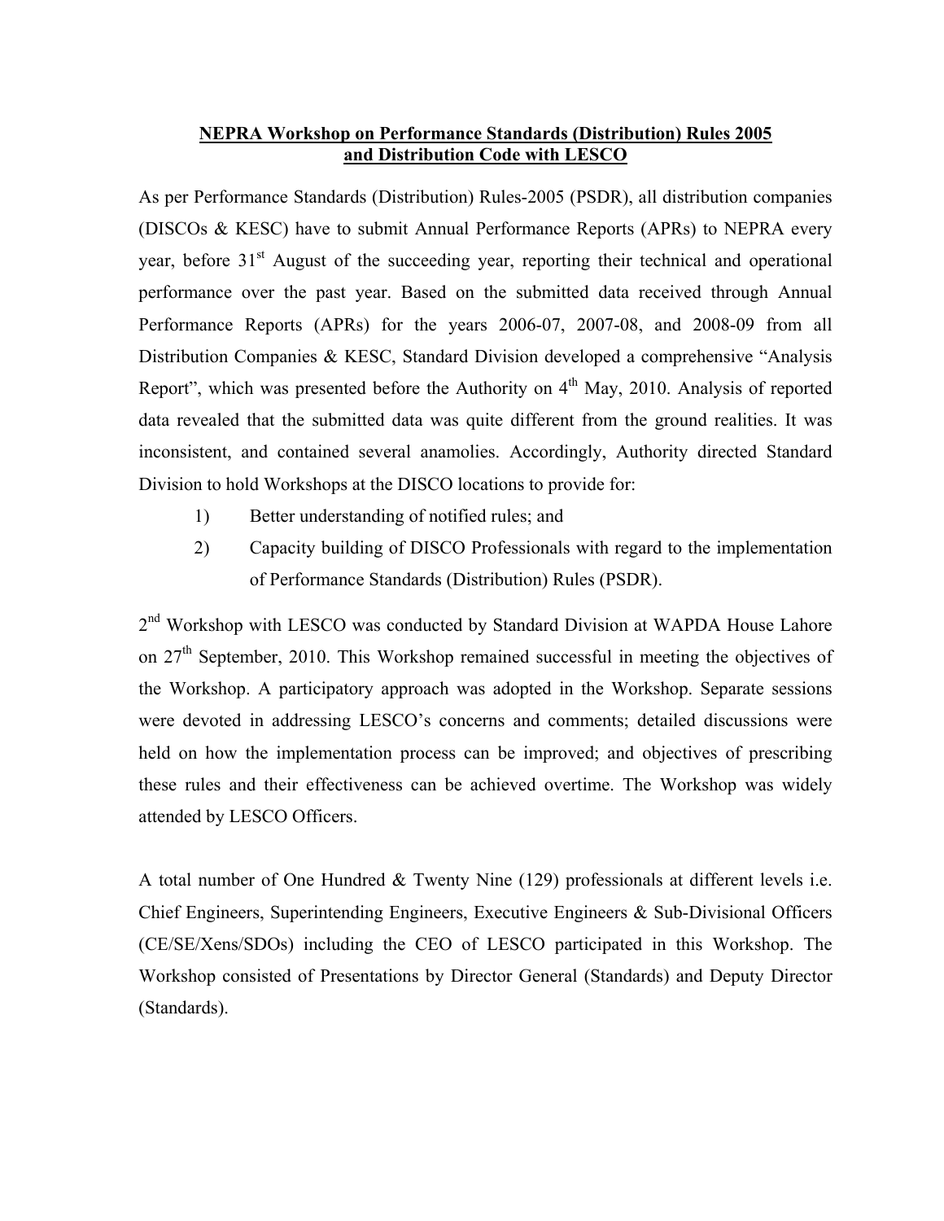**NEPRA Workshop on Performance Standards (Distribution) Rules 2005 and Distribution Code with LESCO**

As per Performance Standards (Distribution) Rules-2005 (PSDR), all distribution companies (DISCOs & KESC) have to submit Annual Performance Reports (APRs) to NEPRA every year, before 31st August of the succeeding year, reporting their technical and operational performance over the past year. Based on the submitted data received through Annual Performance Reports (APRs) for the years 2006-07, 2007-08, and 2008-09 from all Distribution Companies & KESC, Standard Division developed a comprehensive "Analysis Report", which was presented before the Authority on 4th May, 2010. Analysis of reported data revealed that the submitted data was quite different from the ground realities. It was inconsistent, and contained several anamolies. Accordingly, Authority directed Standard Division to hold Workshops at the DISCO locations to provide for:

1) Better understanding of notified rules; and
2) Capacity building of DISCO Professionals with regard to the implementation of Performance Standards (Distribution) Rules (PSDR).

2nd Workshop with LESCO was conducted by Standard Division at WAPDA House Lahore on 27th September, 2010. This Workshop remained successful in meeting the objectives of the Workshop. A participatory approach was adopted in the Workshop. Separate sessions were devoted in addressing LESCO's concerns and comments; detailed discussions were held on how the implementation process can be improved; and objectives of prescribing these rules and their effectiveness can be achieved overtime. The Workshop was widely attended by LESCO Officers.

A total number of One Hundred & Twenty Nine (129) professionals at different levels i.e. Chief Engineers, Superintending Engineers, Executive Engineers & Sub-Divisional Officers (CE/SE/Xens/SDOs) including the CEO of LESCO participated in this Workshop. The Workshop consisted of Presentations by Director General (Standards) and Deputy Director (Standards).